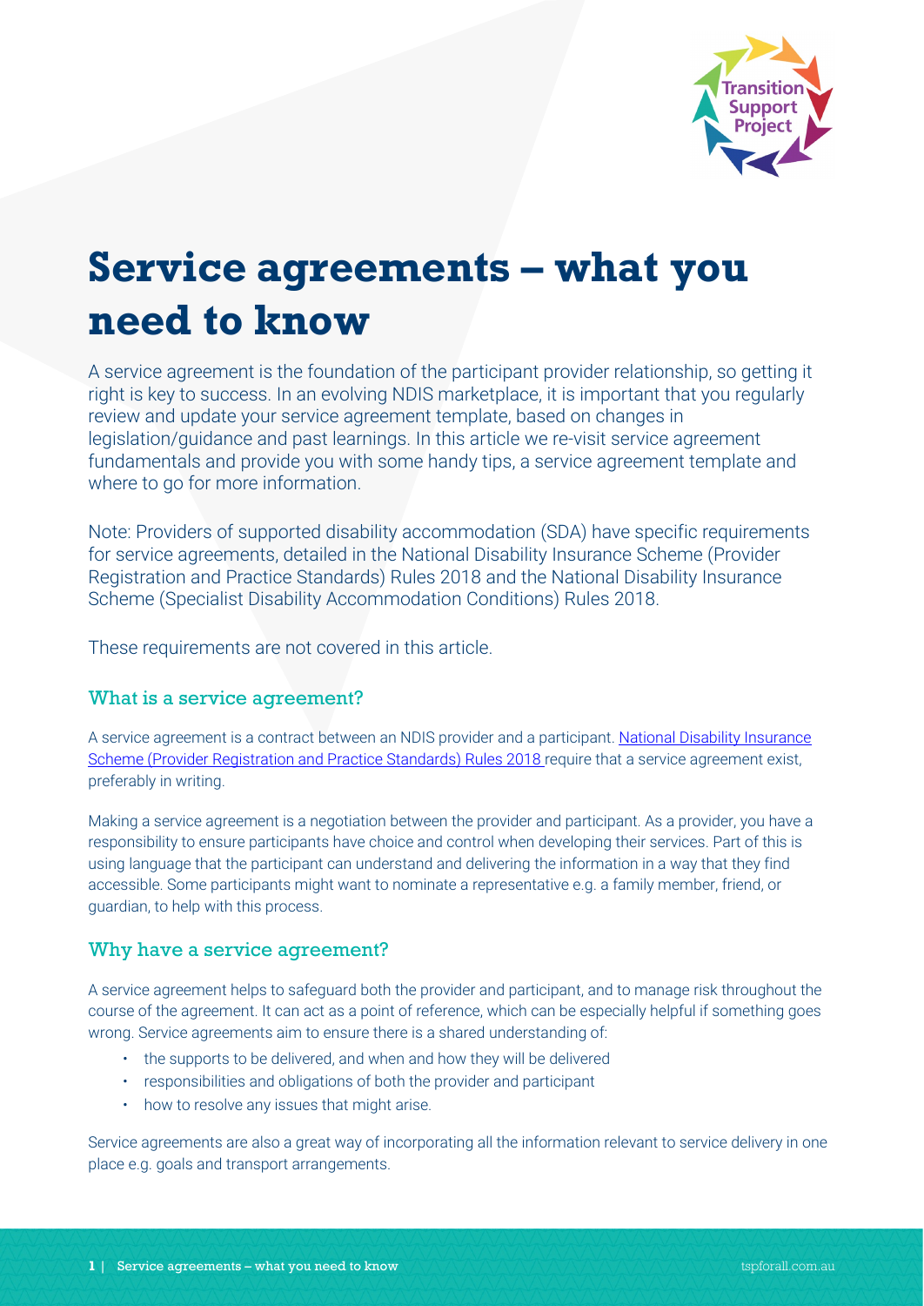# Service agreements – what you need to know

A service agreement is the foundation of the participant provider relationship, so getting it right is key to success. In an evolving NDIS marketplace, it is important that you regularly review and update your service agreement template, based on changes in legislation/guidance and past learnings. In this article we re-visit service agreement fundamentals and provide you with some handy tips, a service agreement template and where to go for more information.

Note: Providers of supported disability accommodation (SDA) have specific requirements for service agreements, detailed in the National Disability Insurance Scheme (Provider Registration and Practice Standards) Rules 2018 and the National Disability Insurance Scheme (Specialist Disability Accommodation Conditions) Rules 2018.

These requirements are not covered in this article.

## What is a service agreement?

A service agreement is a contract between an NDIS provider and a participant. National Disability Insurance Scheme (Provider Registration and Practice Standards) Rules 2018 require that a service agreement exist, preferably in writing.

Making a service agreement is a negotiation between the provider and participant. As a provider, you have a responsibility to ensure participants have choice and control when developing their services. Part of this is using language that the participant can understand and delivering the information in a way that they find accessible. Some participants might want to nominate a representative e.g. a family member, friend, or guardian, to help with this process.

## Why have a service agreement?

A service agreement helps to safeguard both the provider and participant, and to manage risk throughout the course of the agreement. It can act as a point of reference, which can be especially helpful if something goes wrong. Service agreements aim to ensure there is a shared understanding of:

- the supports to be delivered, and when and how they will be delivered
- responsibilities and obligations of both the provider and participant
- how to resolve any issues that might arise.

Service agreements are also a great way of incorporating all the information relevant to service delivery in one place e.g. goals and transport arrangements.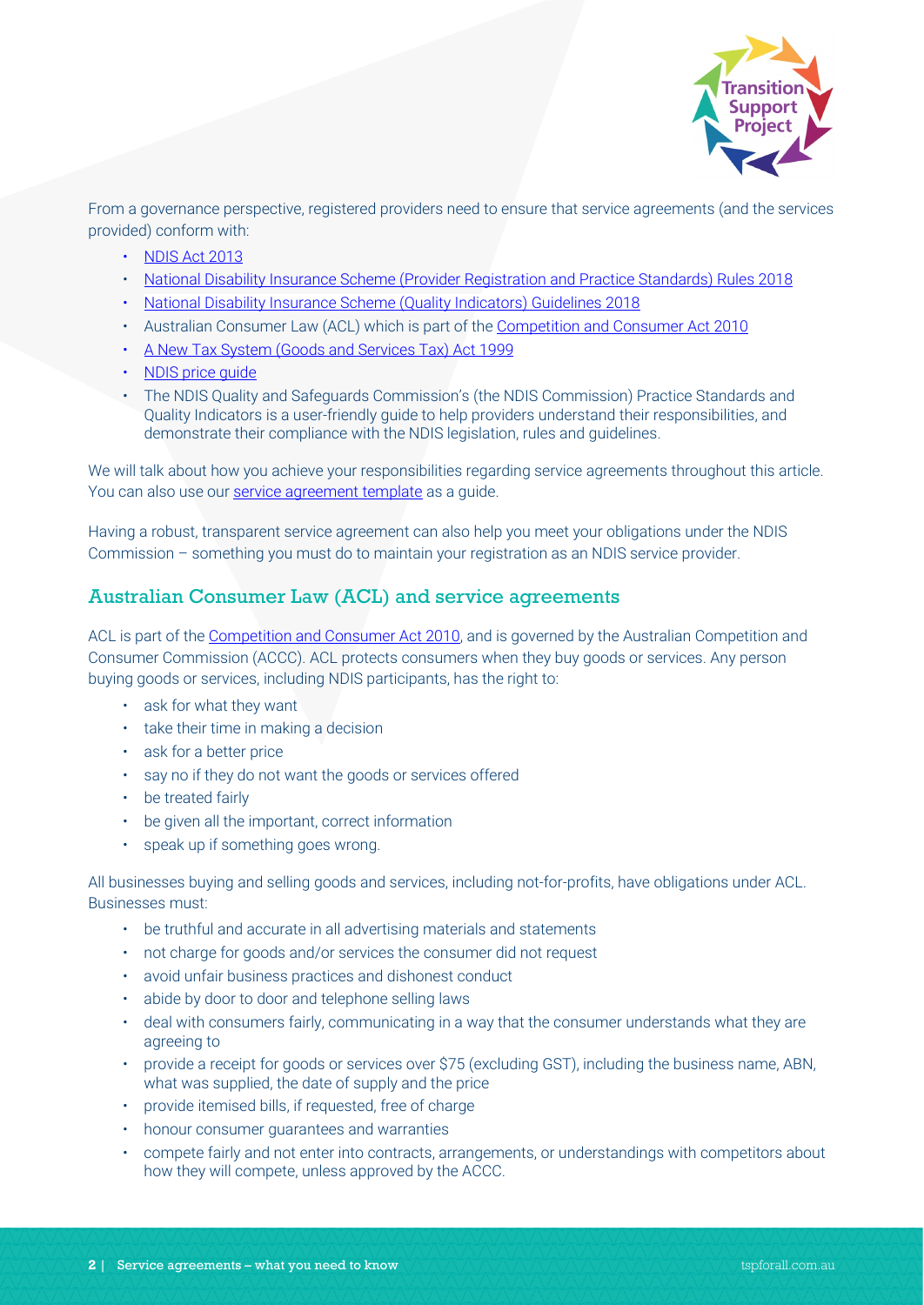From a governance perspective, registered providers need to ensure that service agreements (and the services provided) conform with:

- NDIS Act 2013
- National Disability Insurance Scheme (Provider Registration and Practice Standards) Rules 2018
- National Disability Insurance Scheme (Quality Indicators) Guidelines 2018
- Australian Consumer Law (ACL) which is part of the Competition and Consumer Act 2010
- A New Tax System (Goods and Services Tax) Act 1999
- NDIS price guide
- The NDIS Quality and Safeguards Commission's (the NDIS Commission) Practice Standards and Quality Indicators is a user-friendly guide to help providers understand their responsibilities, and demonstrate their compliance with the NDIS legislation, rules and guidelines.

We will talk about how you achieve your responsibilities regarding service agreements throughout this article. You can also use our service agreement template as a guide.

Having a robust, transparent service agreement can also help you meet your obligations under the NDIS Commission – something you must do to maintain your registration as an NDIS service provider.

## Australian Consumer Law (ACL) and service agreements

ACL is part of the Competition and Consumer Act 2010, and is governed by the Australian Competition and Consumer Commission (ACCC). ACL protects consumers when they buy goods or services. Any person buying goods or services, including NDIS participants, has the right to:

- ask for what they want
- take their time in making a decision
- ask for a better price
- say no if they do not want the goods or services offered
- be treated fairly
- be given all the important, correct information
- speak up if something goes wrong.

All businesses buying and selling goods and services, including not-for-profits, have obligations under ACL. Businesses must:

- be truthful and accurate in all advertising materials and statements
- not charge for goods and/or services the consumer did not request
- avoid unfair business practices and dishonest conduct
- abide by door to door and telephone selling laws
- deal with consumers fairly, communicating in a way that the consumer understands what they are agreeing to
- provide a receipt for goods or services over $75 (excluding GST), including the business name, ABN, what was supplied, the date of supply and the price
- provide itemised bills, if requested, free of charge
- honour consumer guarantees and warranties
- compete fairly and not enter into contracts, arrangements, or understandings with competitors about how they will compete, unless approved by the ACCC.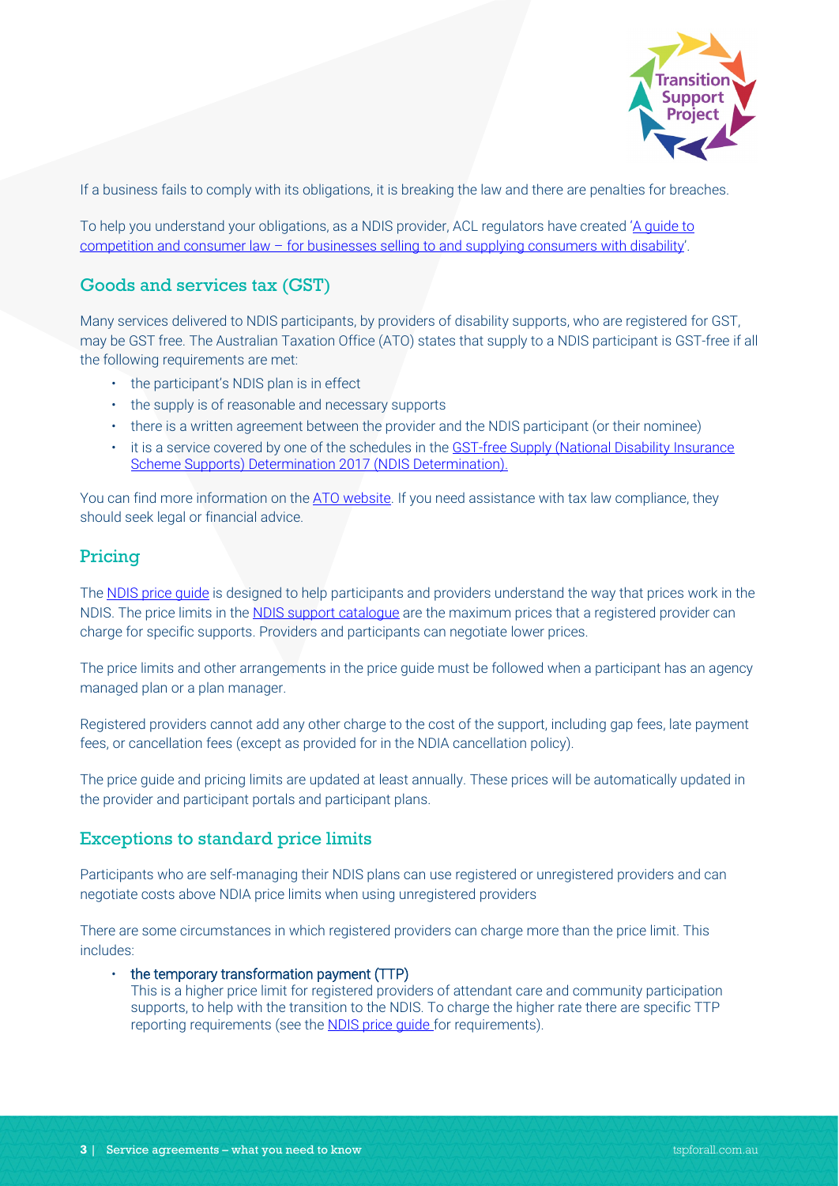If a business fails to comply with its obligations, it is breaking the law and there are penalties for breaches.

To help you understand your obligations, as a NDIS provider, ACL regulators have created '[A guide to competition and consumer law – for businesses selling to and supplying consumers with disability]'.

## Goods and services tax (GST)

Many services delivered to NDIS participants, by providers of disability supports, who are registered for GST, may be GST free. The Australian Taxation Office (ATO) states that supply to a NDIS participant is GST-free if all the following requirements are met:

- the participant's NDIS plan is in effect
- the supply is of reasonable and necessary supports
- there is a written agreement between the provider and the NDIS participant (or their nominee)
- it is a service covered by one of the schedules in the GST-free Supply (National Disability Insurance Scheme Supports) Determination 2017 (NDIS Determination).

You can find more information on the ATO website. If you need assistance with tax law compliance, they should seek legal or financial advice.

## Pricing

The NDIS price guide is designed to help participants and providers understand the way that prices work in the NDIS. The price limits in the NDIS support catalogue are the maximum prices that a registered provider can charge for specific supports. Providers and participants can negotiate lower prices.

The price limits and other arrangements in the price guide must be followed when a participant has an agency managed plan or a plan manager.

Registered providers cannot add any other charge to the cost of the support, including gap fees, late payment fees, or cancellation fees (except as provided for in the NDIA cancellation policy).

The price guide and pricing limits are updated at least annually. These prices will be automatically updated in the provider and participant portals and participant plans.

## Exceptions to standard price limits

Participants who are self-managing their NDIS plans can use registered or unregistered providers and can negotiate costs above NDIA price limits when using unregistered providers

There are some circumstances in which registered providers can charge more than the price limit. This includes:

- the temporary transformation payment (TTP)
  This is a higher price limit for registered providers of attendant care and community participation supports, to help with the transition to the NDIS. To charge the higher rate there are specific TTP reporting requirements (see the NDIS price guide for requirements).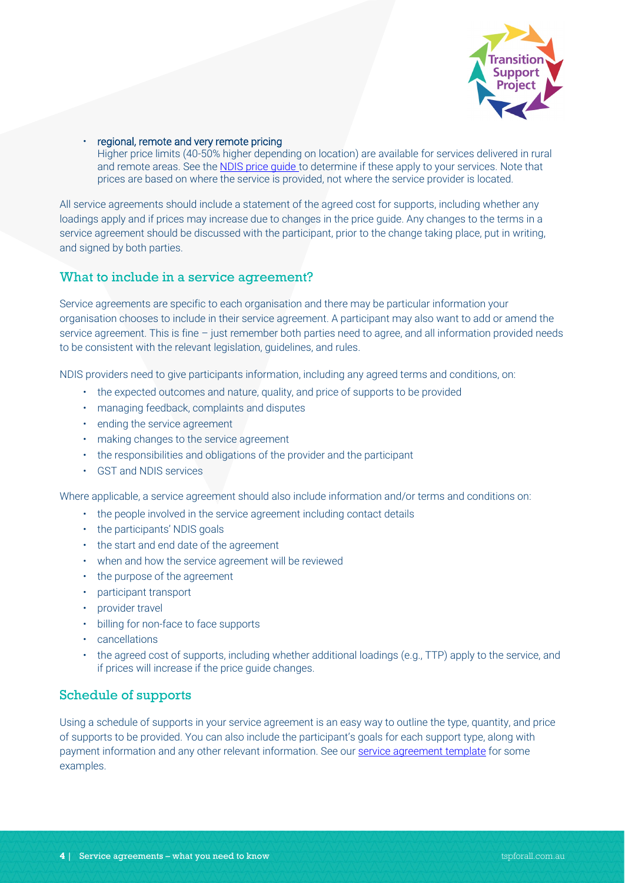- regional, remote and very remote pricing
  Higher price limits (40-50% higher depending on location) are available for services delivered in rural and remote areas. See the NDIS price guide to determine if these apply to your services. Note that prices are based on where the service is provided, not where the service provider is located.

All service agreements should include a statement of the agreed cost for supports, including whether any loadings apply and if prices may increase due to changes in the price guide. Any changes to the terms in a service agreement should be discussed with the participant, prior to the change taking place, put in writing, and signed by both parties.

## What to include in a service agreement?

Service agreements are specific to each organisation and there may be particular information your organisation chooses to include in their service agreement. A participant may also want to add or amend the service agreement. This is fine – just remember both parties need to agree, and all information provided needs to be consistent with the relevant legislation, guidelines, and rules.

NDIS providers need to give participants information, including any agreed terms and conditions, on:

- the expected outcomes and nature, quality, and price of supports to be provided
- managing feedback, complaints and disputes
- ending the service agreement
- making changes to the service agreement
- the responsibilities and obligations of the provider and the participant
- GST and NDIS services

Where applicable, a service agreement should also include information and/or terms and conditions on:

- the people involved in the service agreement including contact details
- the participants' NDIS goals
- the start and end date of the agreement
- when and how the service agreement will be reviewed
- the purpose of the agreement
- participant transport
- provider travel
- billing for non-face to face supports
- cancellations
- the agreed cost of supports, including whether additional loadings (e.g., TTP) apply to the service, and if prices will increase if the price guide changes.

## Schedule of supports

Using a schedule of supports in your service agreement is an easy way to outline the type, quantity, and price of supports to be provided. You can also include the participant's goals for each support type, along with payment information and any other relevant information. See our service agreement template for some examples.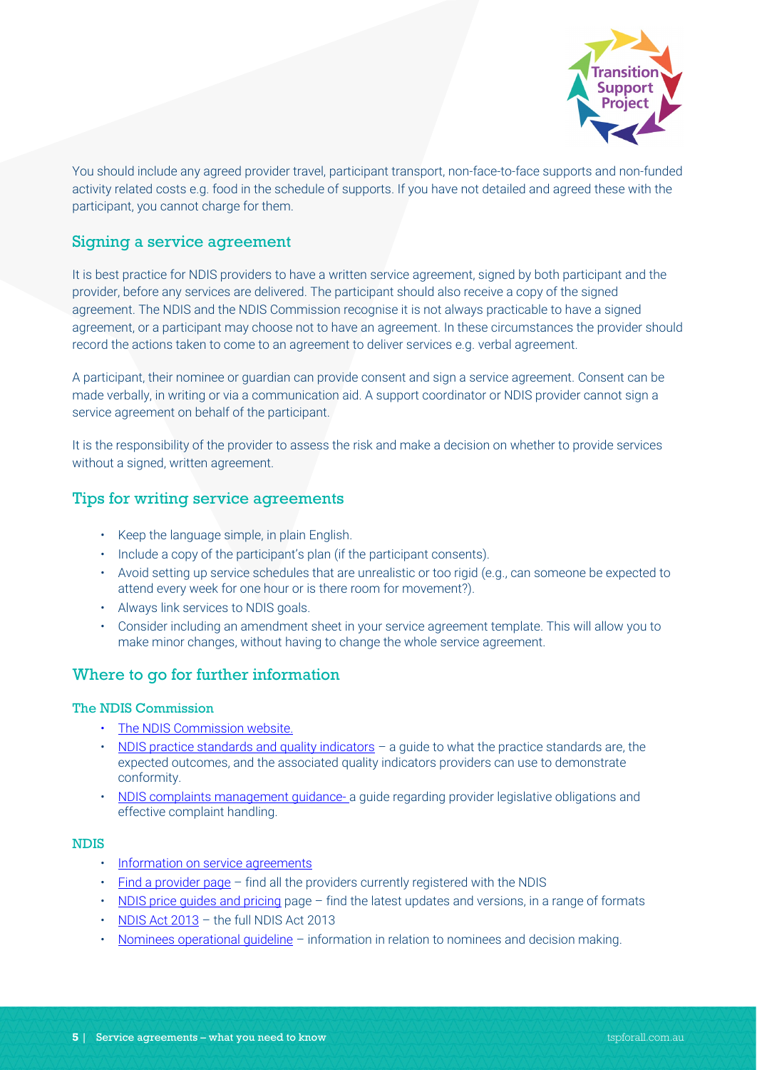You should include any agreed provider travel, participant transport, non-face-to-face supports and non-funded activity related costs e.g. food in the schedule of supports. If you have not detailed and agreed these with the participant, you cannot charge for them.

## Signing a service agreement

It is best practice for NDIS providers to have a written service agreement, signed by both participant and the provider, before any services are delivered. The participant should also receive a copy of the signed agreement. The NDIS and the NDIS Commission recognise it is not always practicable to have a signed agreement, or a participant may choose not to have an agreement. In these circumstances the provider should record the actions taken to come to an agreement to deliver services e.g. verbal agreement.

A participant, their nominee or guardian can provide consent and sign a service agreement. Consent can be made verbally, in writing or via a communication aid. A support coordinator or NDIS provider cannot sign a service agreement on behalf of the participant.

It is the responsibility of the provider to assess the risk and make a decision on whether to provide services without a signed, written agreement.

## Tips for writing service agreements

- Keep the language simple, in plain English.
- Include a copy of the participant's plan (if the participant consents).
- Avoid setting up service schedules that are unrealistic or too rigid (e.g., can someone be expected to attend every week for one hour or is there room for movement?).
- Always link services to NDIS goals.
- Consider including an amendment sheet in your service agreement template. This will allow you to make minor changes, without having to change the whole service agreement.

## Where to go for further information

### The NDIS Commission

- The NDIS Commission website.
- NDIS practice standards and quality indicators – a guide to what the practice standards are, the expected outcomes, and the associated quality indicators providers can use to demonstrate conformity.
- NDIS complaints management guidance- a guide regarding provider legislative obligations and effective complaint handling.

### NDIS

- Information on service agreements
- Find a provider page – find all the providers currently registered with the NDIS
- NDIS price guides and pricing page – find the latest updates and versions, in a range of formats
- NDIS Act 2013 – the full NDIS Act 2013
- Nominees operational guideline – information in relation to nominees and decision making.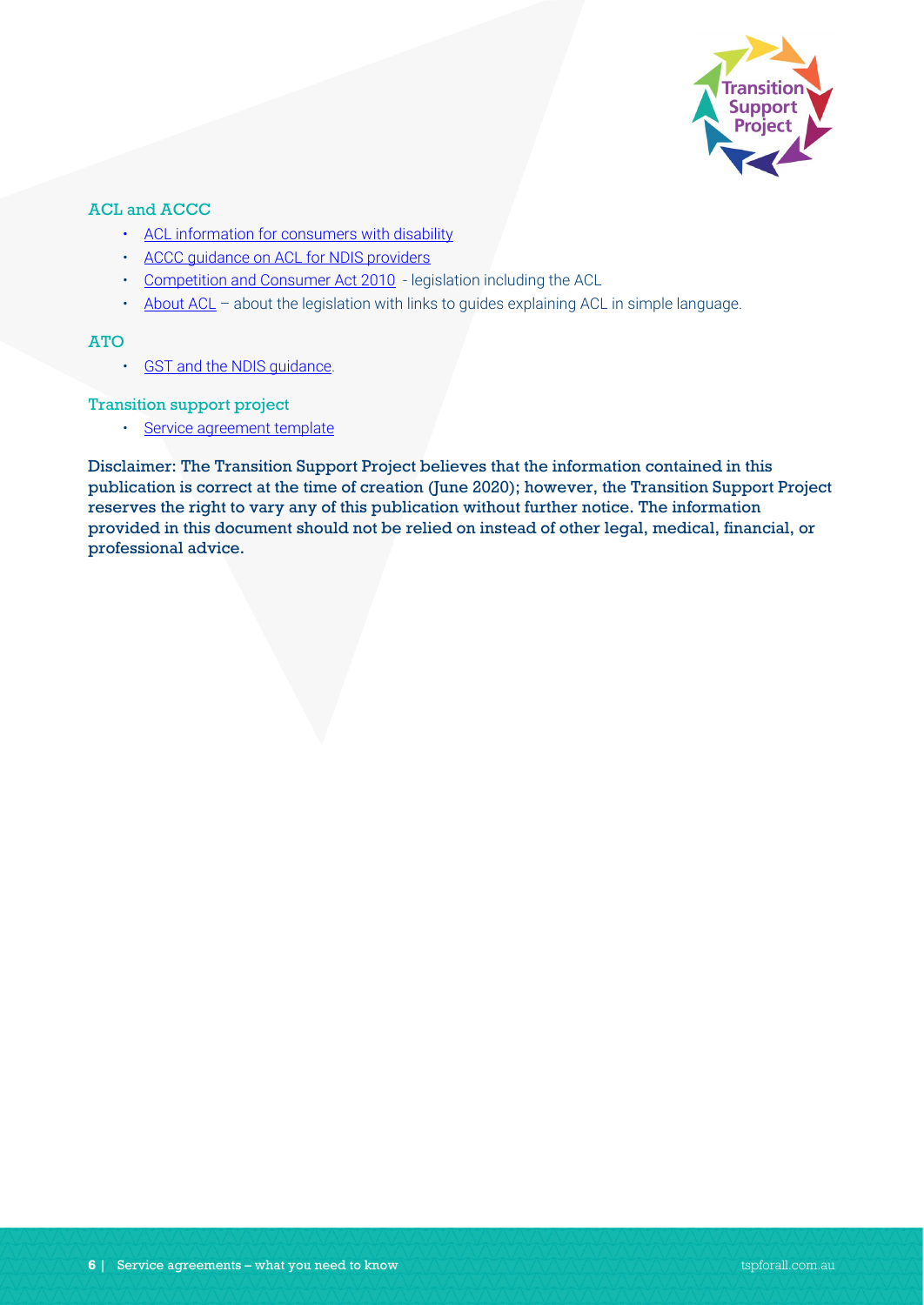### ACL and ACCC

- ACL information for consumers with disability
- ACCC guidance on ACL for NDIS providers
- Competition and Consumer Act 2010 - legislation including the ACL
- About ACL – about the legislation with links to guides explaining ACL in simple language.

### ATO

- GST and the NDIS guidance.

### Transition support project

- Service agreement template

**Disclaimer: The Transition Support Project believes that the information contained in this publication is correct at the time of creation (June 2020); however, the Transition Support Project reserves the right to vary any of this publication without further notice. The information provided in this document should not be relied on instead of other legal, medical, financial, or professional advice.**